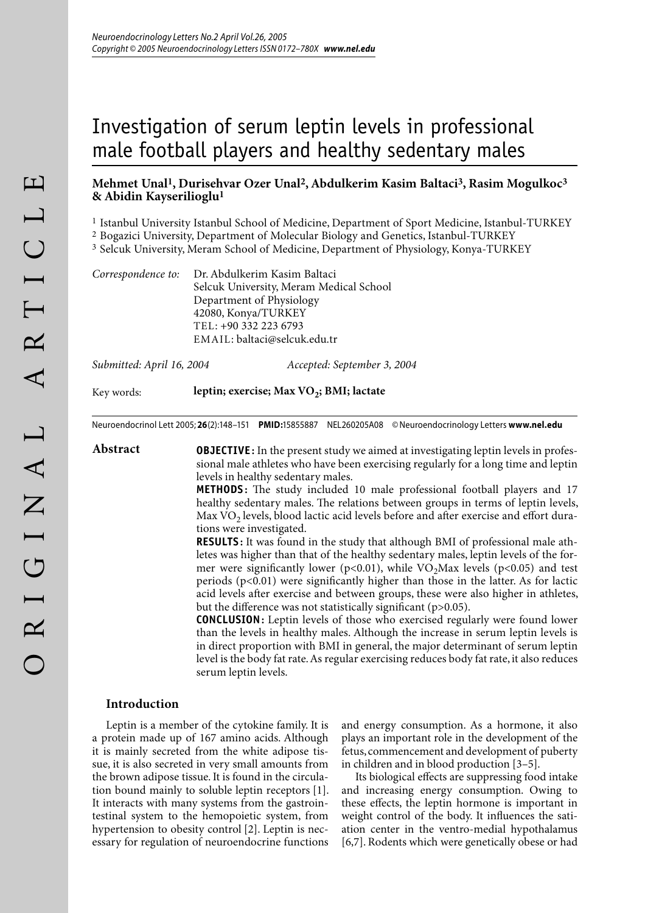# Investigation of serum leptin levels in professional male football players and healthy sedentary males

**Mehmet Unal[1], Durisehvar Ozer Unal[2], Abdulkerim Kasim Baltaci[3], Rasim Mogulkoc[3] & Abidin Kayserilioglu[1]**

[1] Istanbul University Istanbul School of Medicine, Department of Sport Medicine, Istanbul-TURKEY
[2] Bogazici University, Department of Molecular Biology and Genetics, Istanbul-TURKEY
[3] Selcuk University, Meram School of Medicine, Department of Physiology, Konya-TURKEY

*Correspondence to:* Dr. Abdulkerim Kasim Baltaci
Selcuk University, Meram Medical School
Department of Physiology
42080, Konya/TURKEY
TEL: +90 332 223 6793
EMAIL: baltaci@selcuk.edu.tr

*Submitted: April 16, 2004* *Accepted: September 3, 2004*

Key words: **leptin; exercise; Max $VO_2$; BMI; lactate**

Neuroendocrinol Lett 2005; **26**(2):148–151 **PMID:**15855887 NEL260205A08 © Neuroendocrinology Letters **www.nel.edu**

## Abstract

**OBJECTIVE:** In the present study we aimed at investigating leptin levels in professional male athletes who have been exercising regularly for a long time and leptin levels in healthy sedentary males.

**METHODS:** The study included 10 male professional football players and 17 healthy sedentary males. The relations between groups in terms of leptin levels, Max $VO_2$ levels, blood lactic acid levels before and after exercise and effort durations were investigated.

**RESULTS:** It was found in the study that although BMI of professional male athletes was higher than that of the healthy sedentary males, leptin levels of the former were significantly lower ($p<0.01$), while $VO_2$Max levels ($p<0.05$) and test periods ($p<0.01$) were significantly higher than those in the latter. As for lactic acid levels after exercise and between groups, these were also higher in athletes, but the difference was not statistically significant ($p>0.05$).

**CONCLUSION:** Leptin levels of those who exercised regularly were found lower than the levels in healthy males. Although the increase in serum leptin levels is in direct proportion with BMI in general, the major determinant of serum leptin level is the body fat rate. As regular exercising reduces body fat rate, it also reduces serum leptin levels.

## Introduction

Leptin is a member of the cytokine family. It is a protein made up of 167 amino acids. Although it is mainly secreted from the white adipose tissue, it is also secreted in very small amounts from the brown adipose tissue. It is found in the circulation bound mainly to soluble leptin receptors [1]. It interacts with many systems from the gastrointestinal system to the hemopoietic system, from hypertension to obesity control [2]. Leptin is necessary for regulation of neuroendocrine functions and energy consumption. As a hormone, it also plays an important role in the development of the fetus, commencement and development of puberty in children and in blood production [3–5].

Its biological effects are suppressing food intake and increasing energy consumption. Owing to these effects, the leptin hormone is important in weight control of the body. It influences the satiation center in the ventro-medial hypothalamus [6,7]. Rodents which were genetically obese or had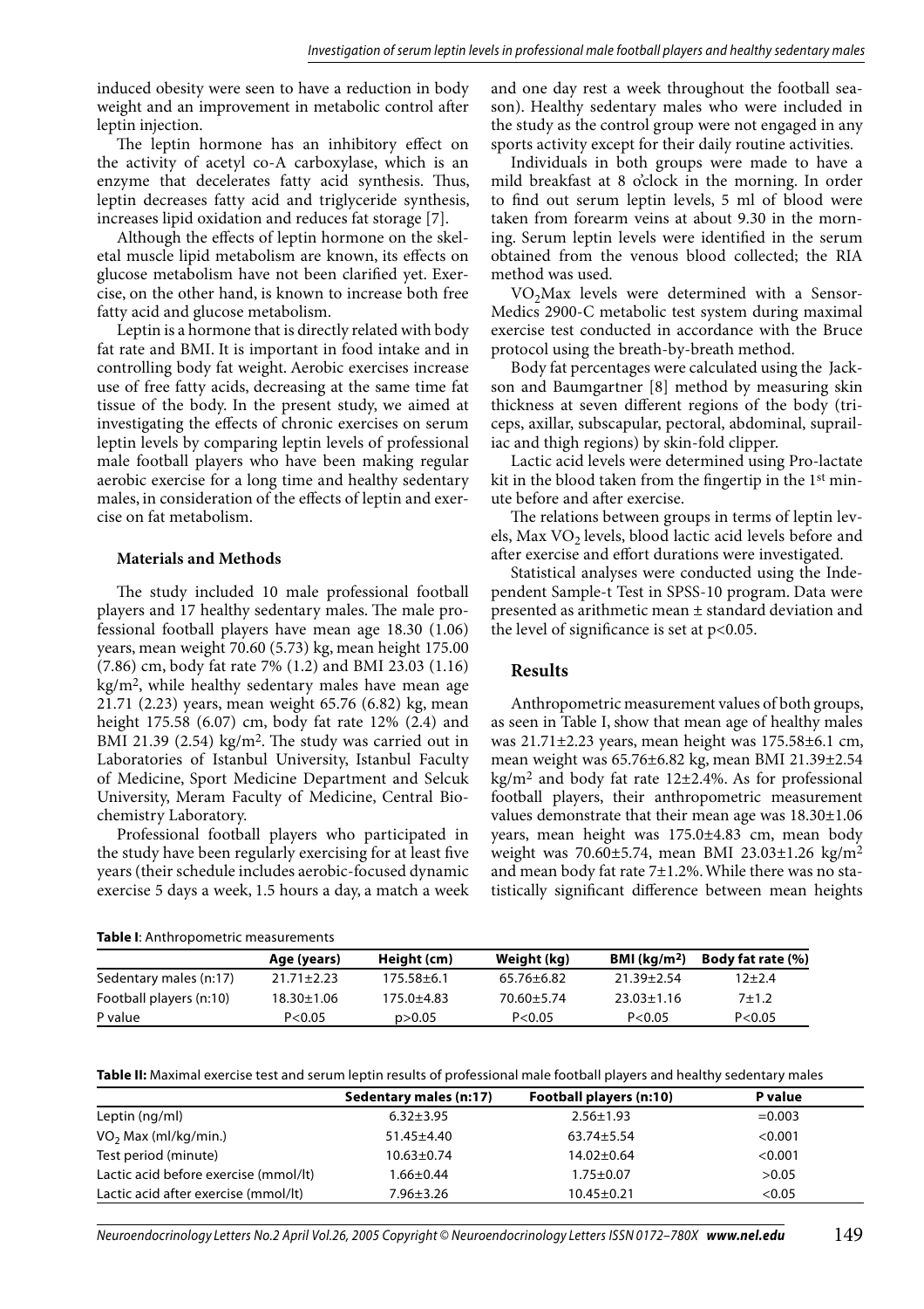induced obesity were seen to have a reduction in body weight and an improvement in metabolic control after leptin injection.

The leptin hormone has an inhibitory effect on the activity of acetyl co-A carboxylase, which is an enzyme that decelerates fatty acid synthesis. Thus, leptin decreases fatty acid and triglyceride synthesis, increases lipid oxidation and reduces fat storage [7].

Although the effects of leptin hormone on the skeletal muscle lipid metabolism are known, its effects on glucose metabolism have not been clarified yet. Exercise, on the other hand, is known to increase both free fatty acid and glucose metabolism.

Leptin is a hormone that is directly related with body fat rate and BMI. It is important in food intake and in controlling body fat weight. Aerobic exercises increase use of free fatty acids, decreasing at the same time fat tissue of the body. In the present study, we aimed at investigating the effects of chronic exercises on serum leptin levels by comparing leptin levels of professional male football players who have been making regular aerobic exercise for a long time and healthy sedentary males, in consideration of the effects of leptin and exercise on fat metabolism.

### Materials and Methods

The study included 10 male professional football players and 17 healthy sedentary males. The male professional football players have mean age 18.30 (1.06) years, mean weight 70.60 (5.73) kg, mean height 175.00 (7.86) cm, body fat rate 7% (1.2) and BMI 23.03 (1.16) kg/m$^2$, while healthy sedentary males have mean age 21.71 (2.23) years, mean weight 65.76 (6.82) kg, mean height 175.58 (6.07) cm, body fat rate 12% (2.4) and BMI 21.39 (2.54) kg/m$^2$. The study was carried out in Laboratories of Istanbul University, Istanbul Faculty of Medicine, Sport Medicine Department and Selcuk University, Meram Faculty of Medicine, Central Biochemistry Laboratory.

Professional football players who participated in the study have been regularly exercising for at least five years (their schedule includes aerobic-focused dynamic exercise 5 days a week, 1.5 hours a day, a match a week and one day rest a week throughout the football season). Healthy sedentary males who were included in the study as the control group were not engaged in any sports activity except for their daily routine activities.

Individuals in both groups were made to have a mild breakfast at 8 o'clock in the morning. In order to find out serum leptin levels, 5 ml of blood were taken from forearm veins at about 9.30 in the morning. Serum leptin levels were identified in the serum obtained from the venous blood collected; the RIA method was used.

$VO_2$Max levels were determined with a Sensor-Medics 2900-C metabolic test system during maximal exercise test conducted in accordance with the Bruce protocol using the breath-by-breath method.

Body fat percentages were calculated using the Jackson and Baumgartner [8] method by measuring skin thickness at seven different regions of the body (triceps, axillar, subscapular, pectoral, abdominal, suprailiac and thigh regions) by skin-fold clipper.

Lactic acid levels were determined using Pro-lactate kit in the blood taken from the fingertip in the 1st minute before and after exercise.

The relations between groups in terms of leptin levels, Max $VO_2$ levels, blood lactic acid levels before and after exercise and effort durations were investigated.

Statistical analyses were conducted using the Independent Sample-t Test in SPSS-10 program. Data were presented as arithmetic mean ± standard deviation and the level of significance is set at $p<0.05$.

## Results

Anthropometric measurement values of both groups, as seen in Table I, show that mean age of healthy males was 21.71±2.23 years, mean height was 175.58±6.1 cm, mean weight was 65.76±6.82 kg, mean BMI 21.39±2.54 kg/m$^2$ and body fat rate 12±2.4%. As for professional football players, their anthropometric measurement values demonstrate that their mean age was 18.30±1.06 years, mean height was 175.0±4.83 cm, mean body weight was 70.60±5.74, mean BMI 23.03±1.26 kg/m$^2$ and mean body fat rate 7±1.2%. While there was no statistically significant difference between mean heights

**Table I**: Anthropometric measurements

| | Age (years) | Height (cm) | Weight (kg) | BMI (kg/m$^2$) | Body fat rate (%) |
|---|---|---|---|---|---|
| Sedentary males (n:17) | 21.71±2.23 | 175.58±6.1 | 65.76±6.82 | 21.39±2.54 | 12±2.4 |
| Football players (n:10) | 18.30±1.06 | 175.0±4.83 | 70.60±5.74 | 23.03±1.16 | 7±1.2 |
| P value | P<0.05 | p>0.05 | P<0.05 | P<0.05 | P<0.05 |

**Table II:** Maximal exercise test and serum leptin results of professional male football players and healthy sedentary males

| | Sedentary males (n:17) | Football players (n:10) | P value |
|---|---|---|---|
| Leptin (ng/ml) | 6.32±3.95 | 2.56±1.93 | =0.003 |
| $VO_2$ Max (ml/kg/min.) | 51.45±4.40 | 63.74±5.54 | <0.001 |
| Test period (minute) | 10.63±0.74 | 14.02±0.64 | <0.001 |
| Lactic acid before exercise (mmol/lt) | 1.66±0.44 | 1.75±0.07 | >0.05 |
| Lactic acid after exercise (mmol/lt) | 7.96±3.26 | 10.45±0.21 | <0.05 |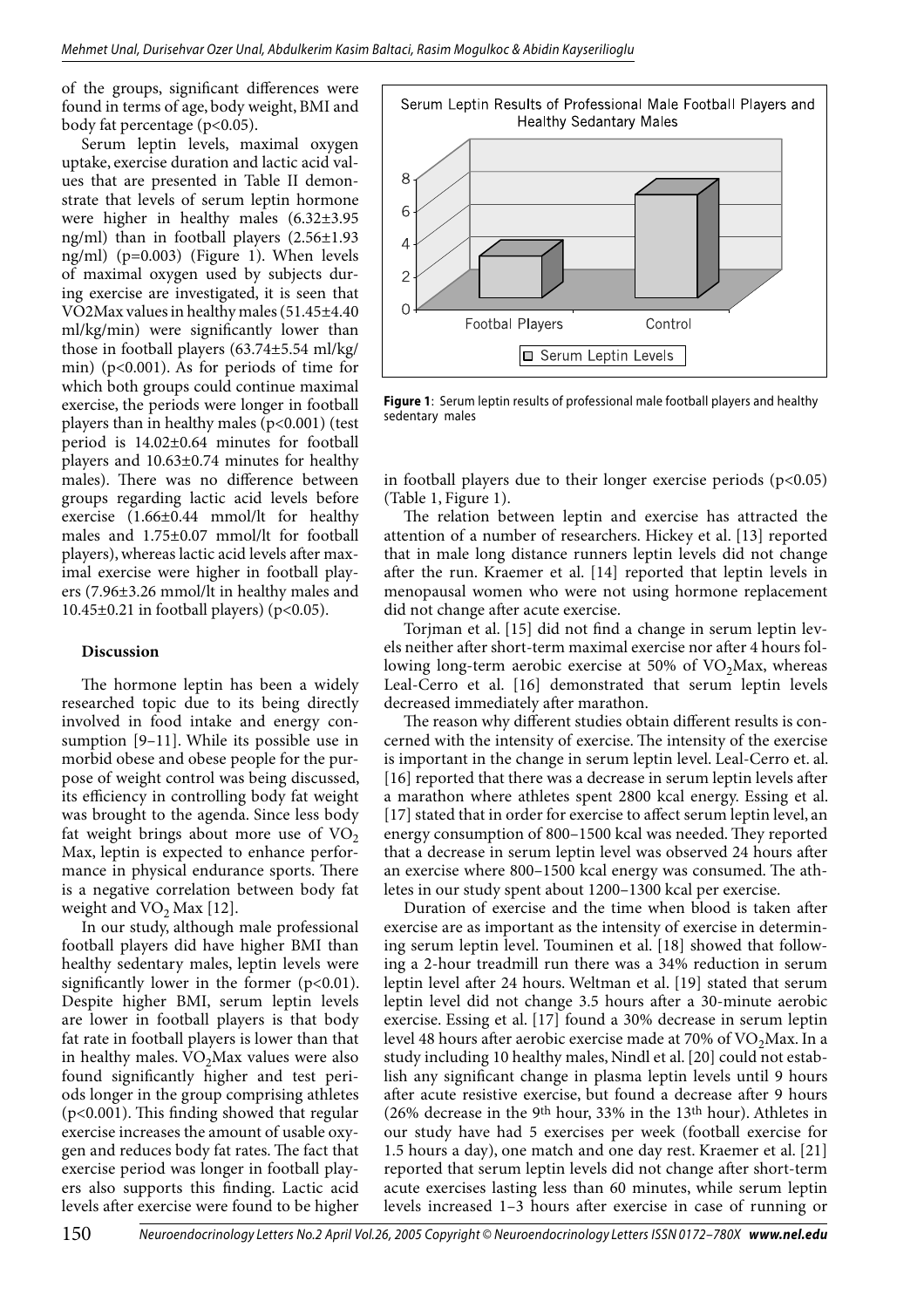of the groups, significant differences were found in terms of age, body weight, BMI and body fat percentage ($p<0.05$).

Serum leptin levels, maximal oxygen uptake, exercise duration and lactic acid values that are presented in Table II demonstrate that levels of serum leptin hormone were higher in healthy males (6.32±3.95 ng/ml) than in football players (2.56±1.93 ng/ml) ($p=0.003$) (Figure 1). When levels of maximal oxygen used by subjects during exercise are investigated, it is seen that VO2Max values in healthy males (51.45±4.40 ml/kg/min) were significantly lower than those in football players (63.74±5.54 ml/kg/min) ($p<0.001$). As for periods of time for which both groups could continue maximal exercise, the periods were longer in football players than in healthy males ($p<0.001$) (test period is 14.02±0.64 minutes for football players and 10.63±0.74 minutes for healthy males). There was no difference between groups regarding lactic acid levels before exercise (1.66±0.44 mmol/lt for healthy males and 1.75±0.07 mmol/lt for football players), whereas lactic acid levels after maximal exercise were higher in football players (7.96±3.26 mmol/lt in healthy males and 10.45±0.21 in football players) ($p<0.05$).

**Figure 1**: Serum leptin results of professional male football players and healthy sedentary males

## Discussion

The hormone leptin has been a widely researched topic due to its being directly involved in food intake and energy consumption [9–11]. While its possible use in morbid obese and obese people for the purpose of weight control was being discussed, its efficiency in controlling body fat weight was brought to the agenda. Since less body fat weight brings about more use of $VO_2$ Max, leptin is expected to enhance performance in physical endurance sports. There is a negative correlation between body fat weight and $VO_2$ Max [12].

In our study, although male professional football players did have higher BMI than healthy sedentary males, leptin levels were significantly lower in the former ($p<0.01$). Despite higher BMI, serum leptin levels are lower in football players is that body fat rate in football players is lower than that in healthy males. $VO_2$Max values were also found significantly higher and test periods longer in the group comprising athletes ($p<0.001$). This finding showed that regular exercise increases the amount of usable oxygen and reduces body fat rates. The fact that exercise period was longer in football players also supports this finding. Lactic acid levels after exercise were found to be higher in football players due to their longer exercise periods ($p<0.05$) (Table 1, Figure 1).

The relation between leptin and exercise has attracted the attention of a number of researchers. Hickey et al. [13] reported that in male long distance runners leptin levels did not change after the run. Kraemer et al. [14] reported that leptin levels in menopausal women who were not using hormone replacement did not change after acute exercise.

Torjman et al. [15] did not find a change in serum leptin levels neither after short-term maximal exercise nor after 4 hours following long-term aerobic exercise at 50% of $VO_2$Max, whereas Leal-Cerro et al. [16] demonstrated that serum leptin levels decreased immediately after marathon.

The reason why different studies obtain different results is concerned with the intensity of exercise. The intensity of the exercise is important in the change in serum leptin level. Leal-Cerro et. al. [16] reported that there was a decrease in serum leptin levels after a marathon where athletes spent 2800 kcal energy. Essing et al. [17] stated that in order for exercise to affect serum leptin level, an energy consumption of 800–1500 kcal was needed. They reported that a decrease in serum leptin level was observed 24 hours after an exercise where 800–1500 kcal energy was consumed. The athletes in our study spent about 1200–1300 kcal per exercise.

Duration of exercise and the time when blood is taken after exercise are as important as the intensity of exercise in determining serum leptin level. Touminen et al. [18] showed that following a 2-hour treadmill run there was a 34% reduction in serum leptin level after 24 hours. Weltman et al. [19] stated that serum leptin level did not change 3.5 hours after a 30-minute aerobic exercise. Essing et al. [17] found a 30% decrease in serum leptin level 48 hours after aerobic exercise made at 70% of $VO_2$Max. In a study including 10 healthy males, Nindl et al. [20] could not establish any significant change in plasma leptin levels until 9 hours after acute resistive exercise, but found a decrease after 9 hours (26% decrease in the 9th hour, 33% in the 13th hour). Athletes in our study have had 5 exercises per week (football exercise for 1.5 hours a day), one match and one day rest. Kraemer et al. [21] reported that serum leptin levels did not change after short-term acute exercises lasting less than 60 minutes, while serum leptin levels increased 1–3 hours after exercise in case of running or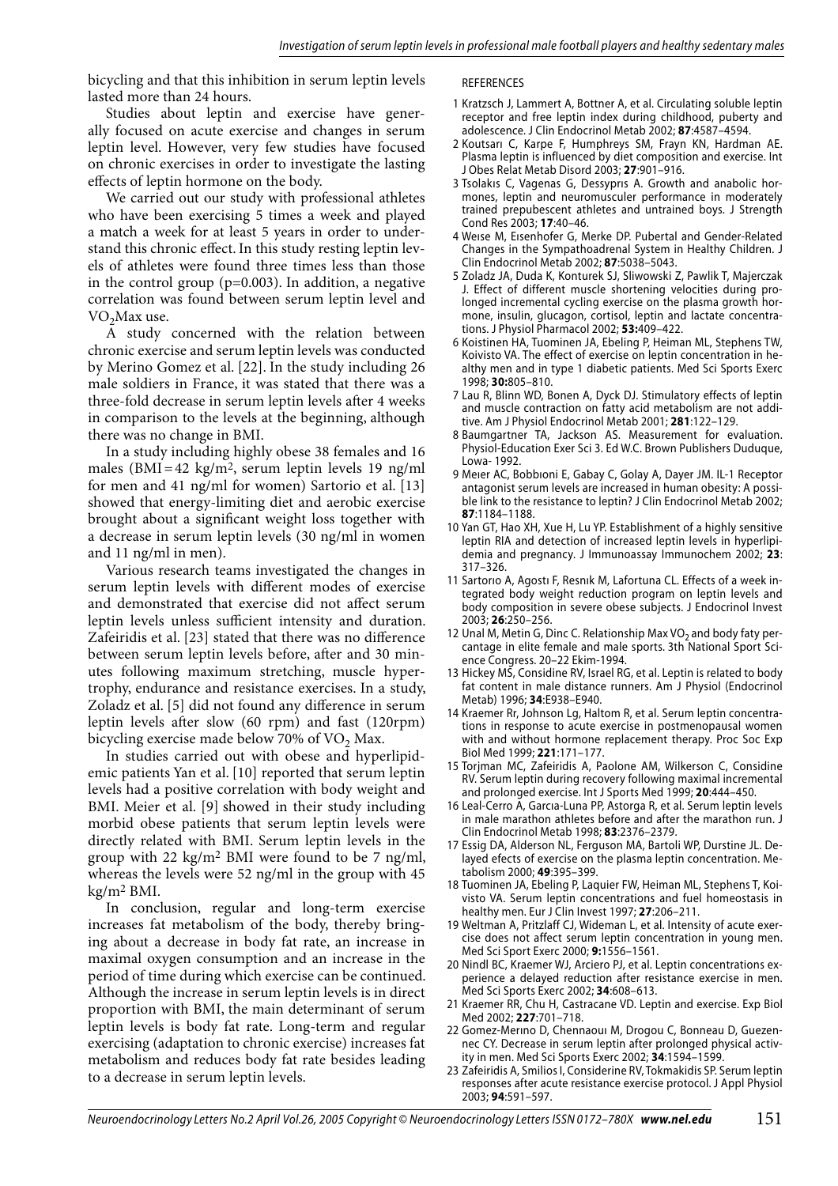bicycling and that this inhibition in serum leptin levels lasted more than 24 hours.

Studies about leptin and exercise have generally focused on acute exercise and changes in serum leptin level. However, very few studies have focused on chronic exercises in order to investigate the lasting effects of leptin hormone on the body.

We carried out our study with professional athletes who have been exercising 5 times a week and played a match a week for at least 5 years in order to understand this chronic effect. In this study resting leptin levels of athletes were found three times less than those in the control group (p=0.003). In addition, a negative correlation was found between serum leptin level and $VO_2$Max use.

A study concerned with the relation between chronic exercise and serum leptin levels was conducted by Merino Gomez et al. [22]. In the study including 26 male soldiers in France, it was stated that there was a three-fold decrease in serum leptin levels after 4 weeks in comparison to the levels at the beginning, although there was no change in BMI.

In a study including highly obese 38 females and 16 males (BMI = 42 kg/m$^2$, serum leptin levels 19 ng/ml for men and 41 ng/ml for women) Sartorio et al. [13] showed that energy-limiting diet and aerobic exercise brought about a significant weight loss together with a decrease in serum leptin levels (30 ng/ml in women and 11 ng/ml in men).

Various research teams investigated the changes in serum leptin levels with different modes of exercise and demonstrated that exercise did not affect serum leptin levels unless sufficient intensity and duration. Zafeiridis et al. [23] stated that there was no difference between serum leptin levels before, after and 30 minutes following maximum stretching, muscle hypertrophy, endurance and resistance exercises. In a study, Zoladz et al. [5] did not found any difference in serum leptin levels after slow (60 rpm) and fast (120rpm) bicycling exercise made below 70% of $VO_2$ Max.

In studies carried out with obese and hyperlipidemic patients Yan et al. [10] reported that serum leptin levels had a positive correlation with body weight and BMI. Meier et al. [9] showed in their study including morbid obese patients that serum leptin levels were directly related with BMI. Serum leptin levels in the group with 22 kg/m$^2$ BMI were found to be 7 ng/ml, whereas the levels were 52 ng/ml in the group with 45 kg/m$^2$ BMI.

In conclusion, regular and long-term exercise increases fat metabolism of the body, thereby bringing about a decrease in body fat rate, an increase in maximal oxygen consumption and an increase in the period of time during which exercise can be continued. Although the increase in serum leptin levels is in direct proportion with BMI, the main determinant of serum leptin levels is body fat rate. Long-term and regular exercising (adaptation to chronic exercise) increases fat metabolism and reduces body fat rate besides leading to a decrease in serum leptin levels.

REFERENCES

1 Kratzsch J, Lammert A, Bottner A, et al. Circulating soluble leptin receptor and free leptin index during childhood, puberty and adolescence. J Clin Endocrinol Metab 2002; **87**:4587–4594.

2 Koutsarı C, Karpe F, Humphreys SM, Frayn KN, Hardman AE. Plasma leptin is influenced by diet composition and exercise. Int J Obes Relat Metab Disord 2003; **27**:901–916.

3 Tsolakıs C, Vagenas G, Dessyprıs A. Growth and anabolic hormones, leptin and neuromusculer performance in moderately trained prepubescent athletes and untrained boys. J Strength Cond Res 2003; **17**:40–46.

4 Weıse M, Eısenhofer G, Merke DP. Pubertal and Gender-Related Changes in the Sympathoadrenal System in Healthy Children. J Clin Endocrinol Metab 2002; **87**:5038–5043.

5 Zoladz JA, Duda K, Konturek SJ, Sliwowski Z, Pawlik T, Majerczak J. Effect of different muscle shortening velocities during prolonged incremental cycling exercise on the plasma growth hormone, insulin, glucagon, cortisol, leptin and lactate concentrations. J Physiol Pharmacol 2002; **53:**409–422.

6 Koistinen HA, Tuominen JA, Ebeling P, Heiman ML, Stephens TW, Koivisto VA. The effect of exercise on leptin concentration in healthy men and in type 1 diabetic patients. Med Sci Sports Exerc 1998; **30:**805–810.

7 Lau R, Blinn WD, Bonen A, Dyck DJ. Stimulatory effects of leptin and muscle contraction on fatty acid metabolism are not additive. Am J Physiol Endocrinol Metab 2001; **281**:122–129.

8 Baumgartner TA, Jackson AS. Measurement for evaluation. Physiol-Education Exer Sci 3. Ed W.C. Brown Publishers Duduque, Lowa- 1992.

9 Meıer AC, Bobbıoni E, Gabay C, Golay A, Dayer JM. IL-1 Receptor antagonist serum levels are increased in human obesity: A possible link to the resistance to leptin? J Clin Endocrinol Metab 2002; **87**:1184–1188.

10 Yan GT, Hao XH, Xue H, Lu YP. Establishment of a highly sensitive leptin RIA and detection of increased leptin levels in hyperlipidemia and pregnancy. J Immunoassay Immunochem 2002; **23**: 317–326.

11 Sartorıo A, Agostı F, Resnık M, Lafortuna CL. Effects of a week integrated body weight reduction program on leptin levels and body composition in severe obese subjects. J Endocrinol Invest 2003; **26**:250–256.

12 Unal M, Metin G, Dinc C. Relationship Max $VO_2$ and body faty percantage in elite female and male sports. 3th National Sport Science Congress. 20–22 Ekim-1994.

13 Hickey MS, Considine RV, Israel RG, et al. Leptin is related to body fat content in male distance runners. Am J Physiol (Endocrinol Metab) 1996; **34**:E938–E940.

14 Kraemer Rr, Johnson Lg, Haltom R, et al. Serum leptin concentrations in response to acute exercise in postmenopausal women with and without hormone replacement therapy. Proc Soc Exp Biol Med 1999; **221**:171–177.

15 Torjman MC, Zafeiridis A, Paolone AM, Wilkerson C, Considine RV. Serum leptin during recovery following maximal incremental and prolonged exercise. Int J Sports Med 1999; **20**:444–450.

16 Leal-Cerro A, Garcıa-Luna PP, Astorga R, et al. Serum leptin levels in male marathon athletes before and after the marathon run. J Clin Endocrinol Metab 1998; **83**:2376–2379.

17 Essig DA, Alderson NL, Ferguson MA, Bartoli WP, Durstine JL. Delayed efects of exercise on the plasma leptin concentration. Metabolism 2000; **49**:395–399.

18 Tuominen JA, Ebeling P, Laquier FW, Heiman ML, Stephens T, Koivisto VA. Serum leptin concentrations and fuel homeostasis in healthy men. Eur J Clin Invest 1997; **27**:206–211.

19 Weltman A, Pritzlaff CJ, Wideman L, et al. Intensity of acute exercise does not affect serum leptin concentration in young men. Med Sci Sport Exerc 2000; **9:**1556–1561.

20 Nindl BC, Kraemer WJ, Arciero PJ, et al. Leptin concentrations experience a delayed reduction after resistance exercise in men. Med Sci Sports Exerc 2002; **34**:608–613.

21 Kraemer RR, Chu H, Castracane VD. Leptin and exercise. Exp Biol Med 2002; **227**:701–718.

22 Gomez-Merıno D, Chennaouı M, Drogou C, Bonneau D, Guezennec CY. Decrease in serum leptin after prolonged physical activity in men. Med Sci Sports Exerc 2002; **34**:1594–1599.

23 Zafeiridis A, Smilios I, Considerine RV, Tokmakidis SP. Serum leptin responses after acute resistance exercise protocol. J Appl Physiol 2003; **94**:591–597.